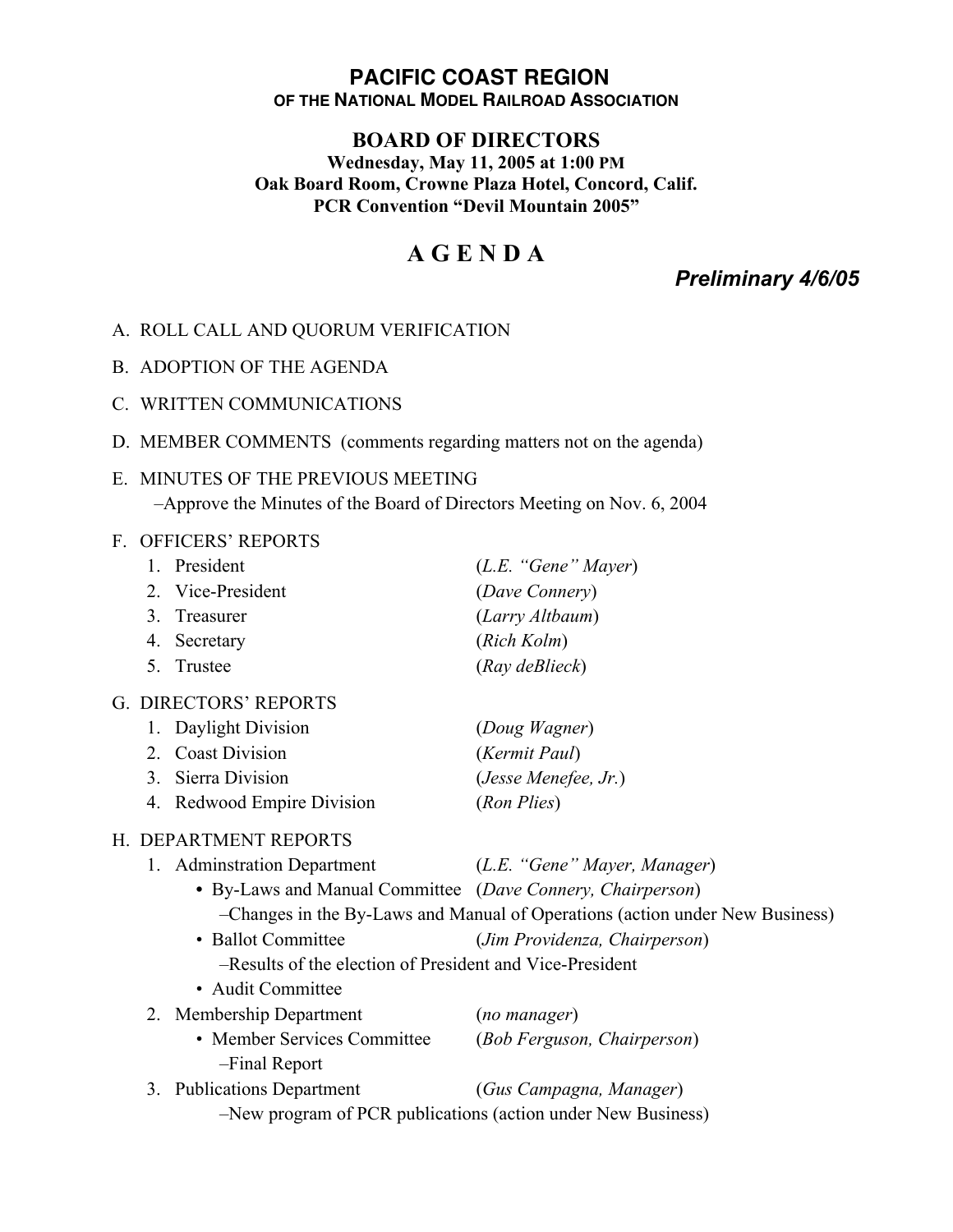# PACIFIC COAST REGION

**OF THE NATIONAL MODEL RAILROAD ASSOCIATION**

## BOARD OF DIRECTORS

**Wednesday, May 11, 2005 at 1:00 PM**
**Oak Board Room, Crowne Plaza Hotel, Concord, Calif.**
**PCR Convention "Devil Mountain 2005"**

# A G E N D A

***Preliminary 4/6/05***

A. ROLL CALL AND QUORUM VERIFICATION

B. ADOPTION OF THE AGENDA

C. WRITTEN COMMUNICATIONS

D. MEMBER COMMENTS (comments regarding matters not on the agenda)

E. MINUTES OF THE PREVIOUS MEETING
 –Approve the Minutes of the Board of Directors Meeting on Nov. 6, 2004

F. OFFICERS' REPORTS
 1. President (*L.E. "Gene" Mayer*)
 2. Vice-President (*Dave Connery*)
 3. Treasurer (*Larry Altbaum*)
 4. Secretary (*Rich Kolm*)
 5. Trustee (*Ray deBlieck*)

G. DIRECTORS' REPORTS
 1. Daylight Division (*Doug Wagner*)
 2. Coast Division (*Kermit Paul*)
 3. Sierra Division (*Jesse Menefee, Jr.*)
 4. Redwood Empire Division (*Ron Plies*)

H. DEPARTMENT REPORTS
 1. Adminstration Department (*L.E. "Gene" Mayer, Manager*)
 - By-Laws and Manual Committee (*Dave Connery, Chairperson*)
 –Changes in the By-Laws and Manual of Operations (action under New Business)
 - Ballot Committee (*Jim Providenza, Chairperson*)
 –Results of the election of President and Vice-President
 - Audit Committee
 2. Membership Department (*no manager*)
 - Member Services Committee (*Bob Ferguson, Chairperson*)
 –Final Report
 3. Publications Department (*Gus Campagna, Manager*)
 –New program of PCR publications (action under New Business)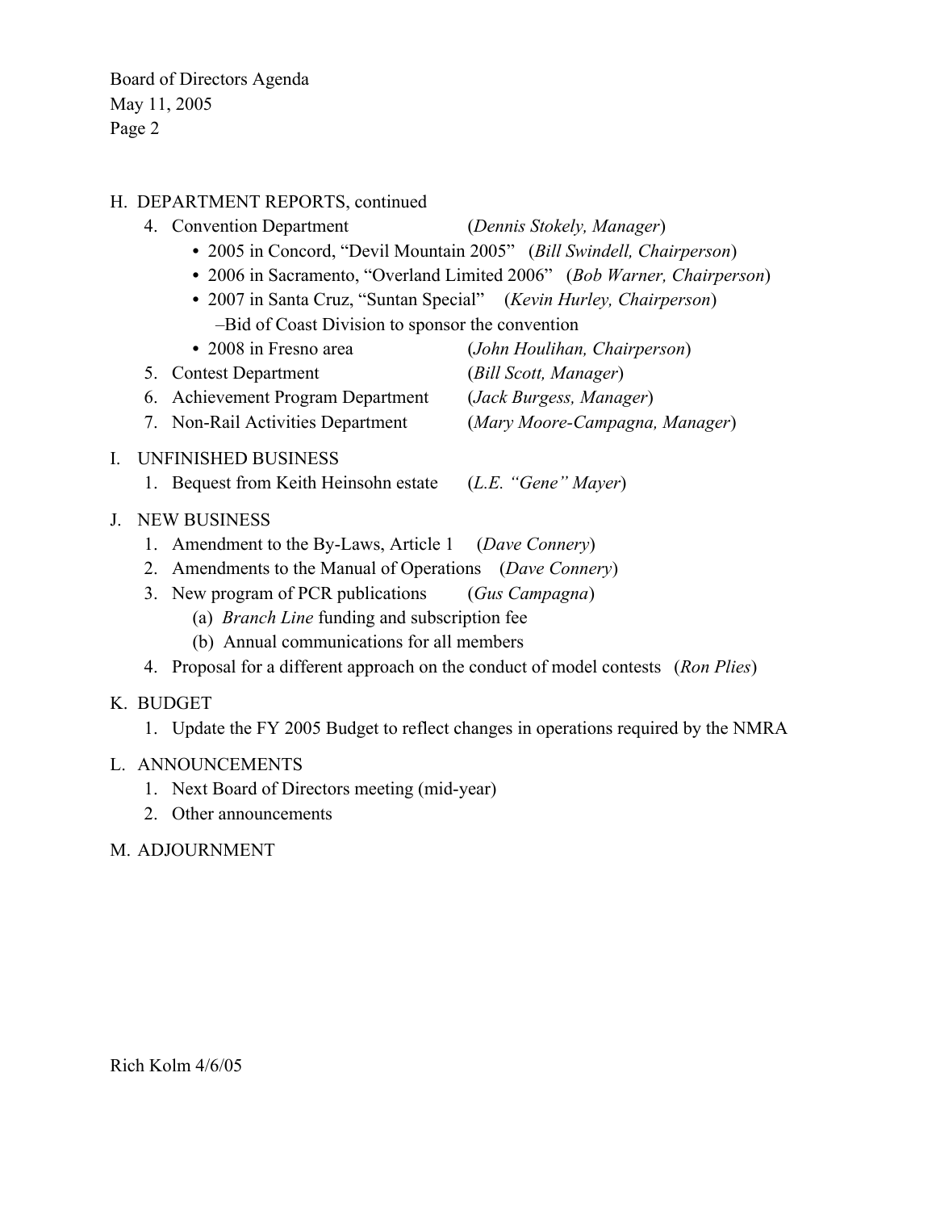Board of Directors Agenda
May 11, 2005
Page 2

H. DEPARTMENT REPORTS, continued

4. Convention Department (*Dennis Stokely, Manager*)
   - 2005 in Concord, "Devil Mountain 2005" (*Bill Swindell, Chairperson*)
   - 2006 in Sacramento, "Overland Limited 2006" (*Bob Warner, Chairperson*)
   - 2007 in Santa Cruz, "Suntan Special" (*Kevin Hurley, Chairperson*)
     –Bid of Coast Division to sponsor the convention
   - 2008 in Fresno area (*John Houlihan, Chairperson*)
5. Contest Department (*Bill Scott, Manager*)
6. Achievement Program Department (*Jack Burgess, Manager*)
7. Non-Rail Activities Department (*Mary Moore-Campagna, Manager*)

I. UNFINISHED BUSINESS

1. Bequest from Keith Heinsohn estate (*L.E. "Gene" Mayer*)

J. NEW BUSINESS

1. Amendment to the By-Laws, Article 1 (*Dave Connery*)
2. Amendments to the Manual of Operations (*Dave Connery*)
3. New program of PCR publications (*Gus Campagna*)
   (a) *Branch Line* funding and subscription fee
   (b) Annual communications for all members
4. Proposal for a different approach on the conduct of model contests (*Ron Plies*)

K. BUDGET

1. Update the FY 2005 Budget to reflect changes in operations required by the NMRA

L. ANNOUNCEMENTS

1. Next Board of Directors meeting (mid-year)
2. Other announcements

M. ADJOURNMENT

Rich Kolm 4/6/05